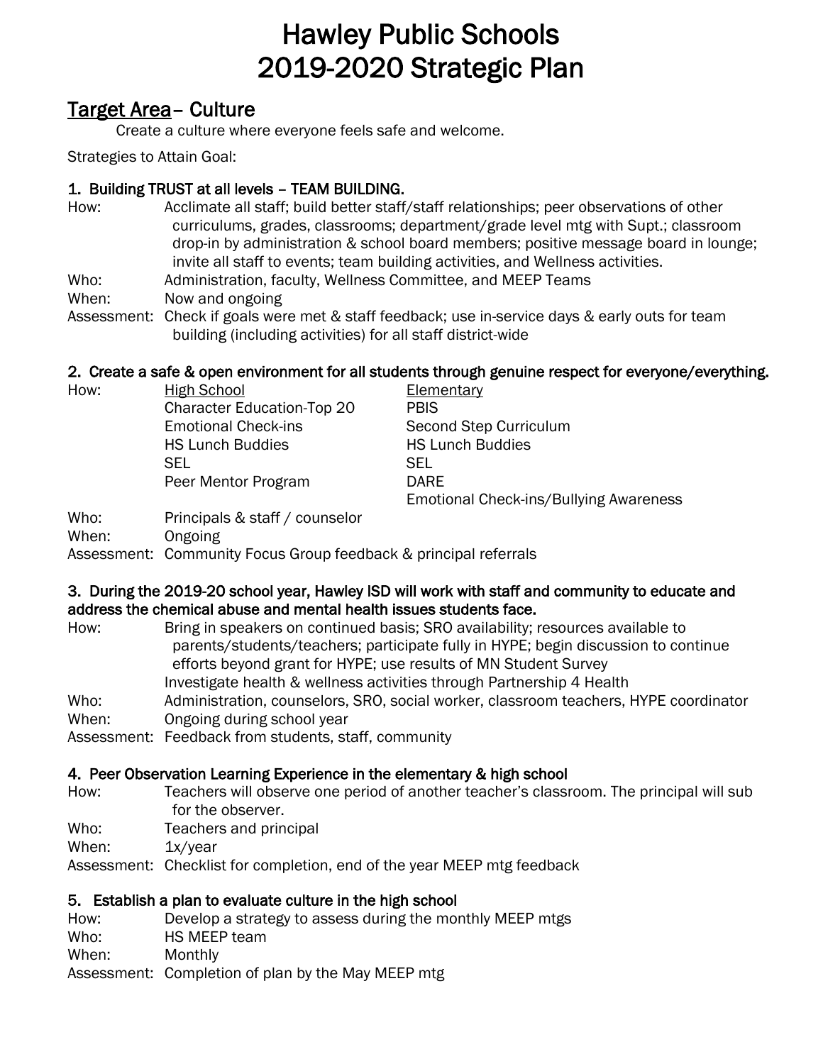# Hawley Public Schools
# 2019-2020 Strategic Plan

## Target Area – Culture

Create a culture where everyone feels safe and welcome.

Strategies to Attain Goal:

### 1. Building TRUST at all levels – TEAM BUILDING.

How: Acclimate all staff; build better staff/staff relationships; peer observations of other curriculums, grades, classrooms; department/grade level mtg with Supt.; classroom drop-in by administration & school board members; positive message board in lounge; invite all staff to events; team building activities, and Wellness activities.

Who: Administration, faculty, Wellness Committee, and MEEP Teams

When: Now and ongoing

Assessment: Check if goals were met & staff feedback; use in-service days & early outs for team building (including activities) for all staff district-wide

### 2. Create a safe & open environment for all students through genuine respect for everyone/everything.

How:

| High School | Elementary |
|---|---|
| Character Education-Top 20 | PBIS |
| Emotional Check-ins | Second Step Curriculum |
| HS Lunch Buddies | HS Lunch Buddies |
| SEL | SEL |
| Peer Mentor Program | DARE |
| | Emotional Check-ins/Bullying Awareness |

Who: Principals & staff / counselor

When: Ongoing

Assessment: Community Focus Group feedback & principal referrals

### 3. During the 2019-20 school year, Hawley ISD will work with staff and community to educate and address the chemical abuse and mental health issues students face.

How: Bring in speakers on continued basis; SRO availability; resources available to parents/students/teachers; participate fully in HYPE; begin discussion to continue efforts beyond grant for HYPE; use results of MN Student Survey
Investigate health & wellness activities through Partnership 4 Health

Who: Administration, counselors, SRO, social worker, classroom teachers, HYPE coordinator

When: Ongoing during school year

Assessment: Feedback from students, staff, community

### 4. Peer Observation Learning Experience in the elementary & high school

How: Teachers will observe one period of another teacher's classroom. The principal will sub for the observer.

Who: Teachers and principal

When: 1x/year

Assessment: Checklist for completion, end of the year MEEP mtg feedback

### 5. Establish a plan to evaluate culture in the high school

How: Develop a strategy to assess during the monthly MEEP mtgs

Who: HS MEEP team

When: Monthly

Assessment: Completion of plan by the May MEEP mtg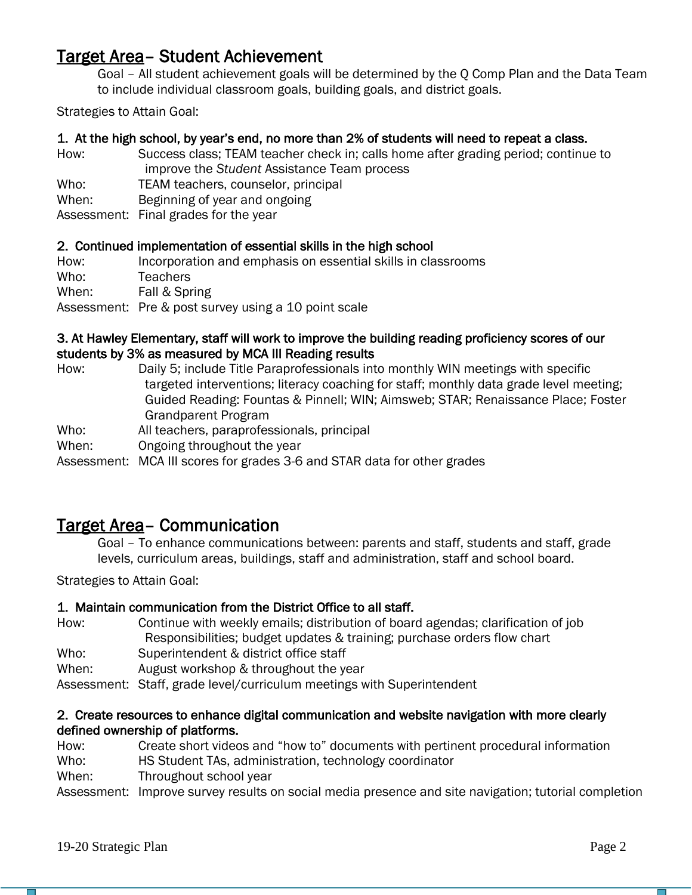## <u>Target Area</u>– Student Achievement

Goal – All student achievement goals will be determined by the Q Comp Plan and the Data Team to include individual classroom goals, building goals, and district goals.

Strategies to Attain Goal:

**1. At the high school, by year's end, no more than 2% of students will need to repeat a class.**

How: Success class; TEAM teacher check in; calls home after grading period; continue to improve the *Student* Assistance Team process
Who: TEAM teachers, counselor, principal
When: Beginning of year and ongoing
Assessment: Final grades for the year

**2. Continued implementation of essential skills in the high school**

How: Incorporation and emphasis on essential skills in classrooms
Who: Teachers
When: Fall & Spring
Assessment: Pre & post survey using a 10 point scale

**3. At Hawley Elementary, staff will work to improve the building reading proficiency scores of our students by 3% as measured by MCA III Reading results**

How: Daily 5; include Title Paraprofessionals into monthly WIN meetings with specific targeted interventions; literacy coaching for staff; monthly data grade level meeting; Guided Reading: Fountas & Pinnell; WIN; Aimsweb; STAR; Renaissance Place; Foster Grandparent Program
Who: All teachers, paraprofessionals, principal
When: Ongoing throughout the year
Assessment: MCA III scores for grades 3-6 and STAR data for other grades

## <u>Target Area</u>– Communication

Goal – To enhance communications between: parents and staff, students and staff, grade levels, curriculum areas, buildings, staff and administration, staff and school board.

Strategies to Attain Goal:

**1. Maintain communication from the District Office to all staff.**

How: Continue with weekly emails; distribution of board agendas; clarification of job Responsibilities; budget updates & training; purchase orders flow chart
Who: Superintendent & district office staff
When: August workshop & throughout the year
Assessment: Staff, grade level/curriculum meetings with Superintendent

**2. Create resources to enhance digital communication and website navigation with more clearly defined ownership of platforms.**

How: Create short videos and "how to" documents with pertinent procedural information
Who: HS Student TAs, administration, technology coordinator
When: Throughout school year
Assessment: Improve survey results on social media presence and site navigation; tutorial completion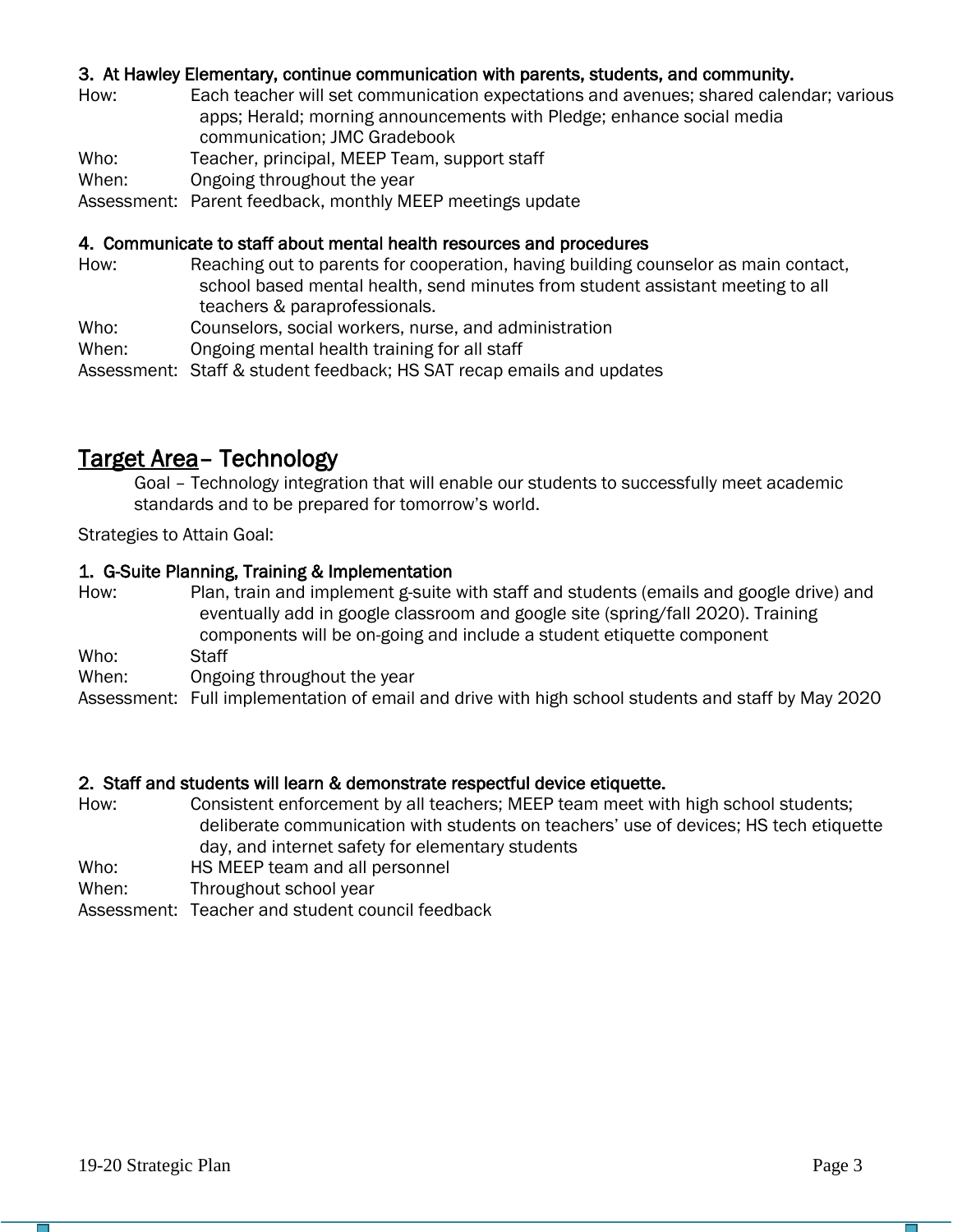**3. At Hawley Elementary, continue communication with parents, students, and community.**

How: Each teacher will set communication expectations and avenues; shared calendar; various apps; Herald; morning announcements with Pledge; enhance social media communication; JMC Gradebook

Who: Teacher, principal, MEEP Team, support staff

When: Ongoing throughout the year

Assessment: Parent feedback, monthly MEEP meetings update

**4. Communicate to staff about mental health resources and procedures**

How: Reaching out to parents for cooperation, having building counselor as main contact, school based mental health, send minutes from student assistant meeting to all teachers & paraprofessionals.

Who: Counselors, social workers, nurse, and administration

When: Ongoing mental health training for all staff

Assessment: Staff & student feedback; HS SAT recap emails and updates

## Target Area – Technology

Goal – Technology integration that will enable our students to successfully meet academic standards and to be prepared for tomorrow's world.

Strategies to Attain Goal:

**1. G-Suite Planning, Training & Implementation**

How: Plan, train and implement g-suite with staff and students (emails and google drive) and eventually add in google classroom and google site (spring/fall 2020). Training components will be on-going and include a student etiquette component

Who: Staff

When: Ongoing throughout the year

Assessment: Full implementation of email and drive with high school students and staff by May 2020

**2. Staff and students will learn & demonstrate respectful device etiquette.**

How: Consistent enforcement by all teachers; MEEP team meet with high school students; deliberate communication with students on teachers' use of devices; HS tech etiquette day, and internet safety for elementary students

Who: HS MEEP team and all personnel

When: Throughout school year

Assessment: Teacher and student council feedback